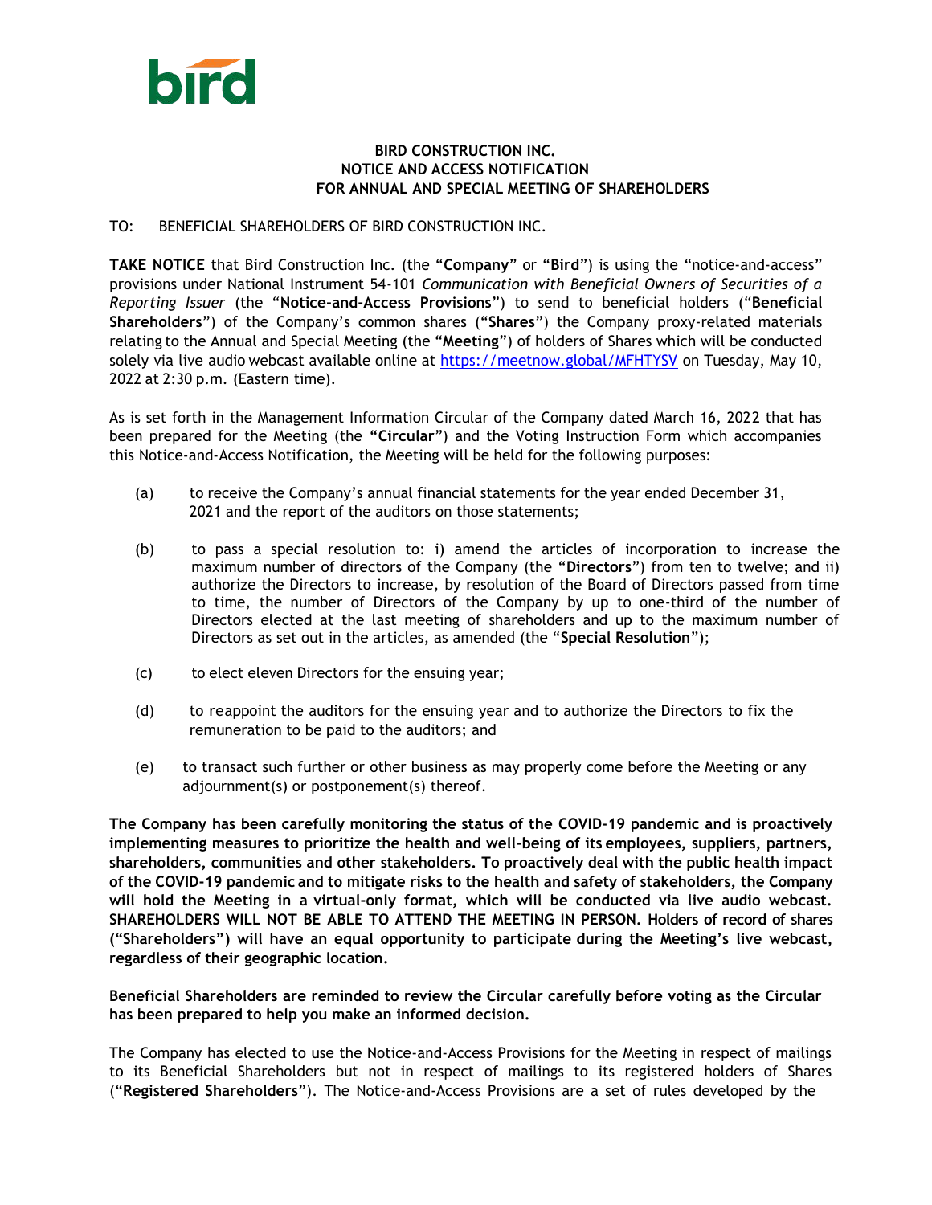**BIRD CONSTRUCTION INC.**
**NOTICE AND ACCESS NOTIFICATION**
**FOR ANNUAL AND SPECIAL MEETING OF SHAREHOLDERS**

TO: BENEFICIAL SHAREHOLDERS OF BIRD CONSTRUCTION INC.

**TAKE NOTICE** that Bird Construction Inc. (the "**Company**" or "**Bird**") is using the "notice-and-access" provisions under National Instrument 54-101 *Communication with Beneficial Owners of Securities of a Reporting Issuer* (the "**Notice-and-Access Provisions**") to send to beneficial holders ("**Beneficial Shareholders**") of the Company's common shares ("**Shares**") the Company proxy-related materials relating to the Annual and Special Meeting (the "**Meeting**") of holders of Shares which will be conducted solely via live audio webcast available online at https://meetnow.global/MFHTYSV on Tuesday, May 10, 2022 at 2:30 p.m. (Eastern time).

As is set forth in the Management Information Circular of the Company dated March 16, 2022 that has been prepared for the Meeting (the "**Circular**") and the Voting Instruction Form which accompanies this Notice-and-Access Notification, the Meeting will be held for the following purposes:

(a) to receive the Company's annual financial statements for the year ended December 31, 2021 and the report of the auditors on those statements;

(b) to pass a special resolution to: i) amend the articles of incorporation to increase the maximum number of directors of the Company (the "**Directors**") from ten to twelve; and ii) authorize the Directors to increase, by resolution of the Board of Directors passed from time to time, the number of Directors of the Company by up to one-third of the number of Directors elected at the last meeting of shareholders and up to the maximum number of Directors as set out in the articles, as amended (the "**Special Resolution**");

(c) to elect eleven Directors for the ensuing year;

(d) to reappoint the auditors for the ensuing year and to authorize the Directors to fix the remuneration to be paid to the auditors; and

(e) to transact such further or other business as may properly come before the Meeting or any adjournment(s) or postponement(s) thereof.

**The Company has been carefully monitoring the status of the COVID-19 pandemic and is proactively implementing measures to prioritize the health and well-being of its employees, suppliers, partners, shareholders, communities and other stakeholders. To proactively deal with the public health impact of the COVID-19 pandemic and to mitigate risks to the health and safety of stakeholders, the Company will hold the Meeting in a virtual-only format, which will be conducted via live audio webcast. SHAREHOLDERS WILL NOT BE ABLE TO ATTEND THE MEETING IN PERSON. Holders of record of shares ("Shareholders") will have an equal opportunity to participate during the Meeting's live webcast, regardless of their geographic location.**

**Beneficial Shareholders are reminded to review the Circular carefully before voting as the Circular has been prepared to help you make an informed decision.**

The Company has elected to use the Notice-and-Access Provisions for the Meeting in respect of mailings to its Beneficial Shareholders but not in respect of mailings to its registered holders of Shares ("**Registered Shareholders**"). The Notice-and-Access Provisions are a set of rules developed by the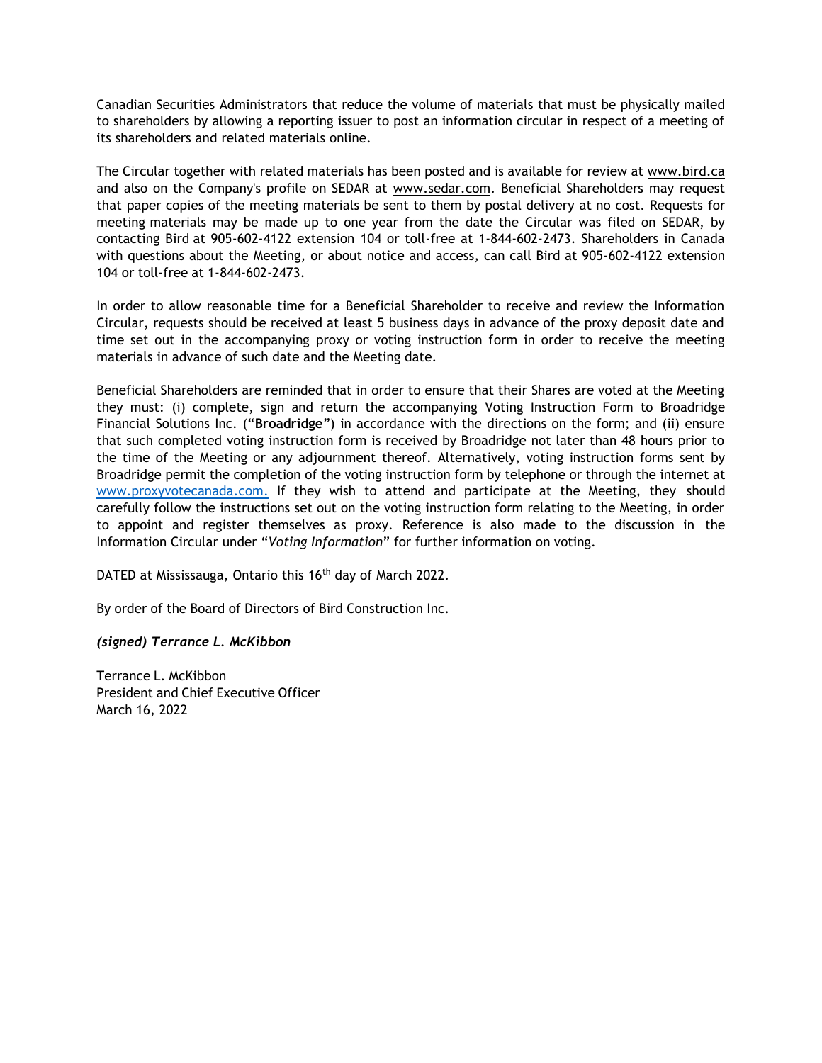Canadian Securities Administrators that reduce the volume of materials that must be physically mailed to shareholders by allowing a reporting issuer to post an information circular in respect of a meeting of its shareholders and related materials online.

The Circular together with related materials has been posted and is available for review at www.bird.ca and also on the Company's profile on SEDAR at www.sedar.com. Beneficial Shareholders may request that paper copies of the meeting materials be sent to them by postal delivery at no cost. Requests for meeting materials may be made up to one year from the date the Circular was filed on SEDAR, by contacting Bird at 905-602-4122 extension 104 or toll-free at 1-844-602-2473. Shareholders in Canada with questions about the Meeting, or about notice and access, can call Bird at 905-602-4122 extension 104 or toll-free at 1-844-602-2473.

In order to allow reasonable time for a Beneficial Shareholder to receive and review the Information Circular, requests should be received at least 5 business days in advance of the proxy deposit date and time set out in the accompanying proxy or voting instruction form in order to receive the meeting materials in advance of such date and the Meeting date.

Beneficial Shareholders are reminded that in order to ensure that their Shares are voted at the Meeting they must: (i) complete, sign and return the accompanying Voting Instruction Form to Broadridge Financial Solutions Inc. ("**Broadridge**") in accordance with the directions on the form; and (ii) ensure that such completed voting instruction form is received by Broadridge not later than 48 hours prior to the time of the Meeting or any adjournment thereof. Alternatively, voting instruction forms sent by Broadridge permit the completion of the voting instruction form by telephone or through the internet at www.proxyvotecanada.com. If they wish to attend and participate at the Meeting, they should carefully follow the instructions set out on the voting instruction form relating to the Meeting, in order to appoint and register themselves as proxy. Reference is also made to the discussion in the Information Circular under "*Voting Information*" for further information on voting.

DATED at Mississauga, Ontario this 16th day of March 2022.

By order of the Board of Directors of Bird Construction Inc.

***(signed) Terrance L. McKibbon***

Terrance L. McKibbon
President and Chief Executive Officer
March 16, 2022